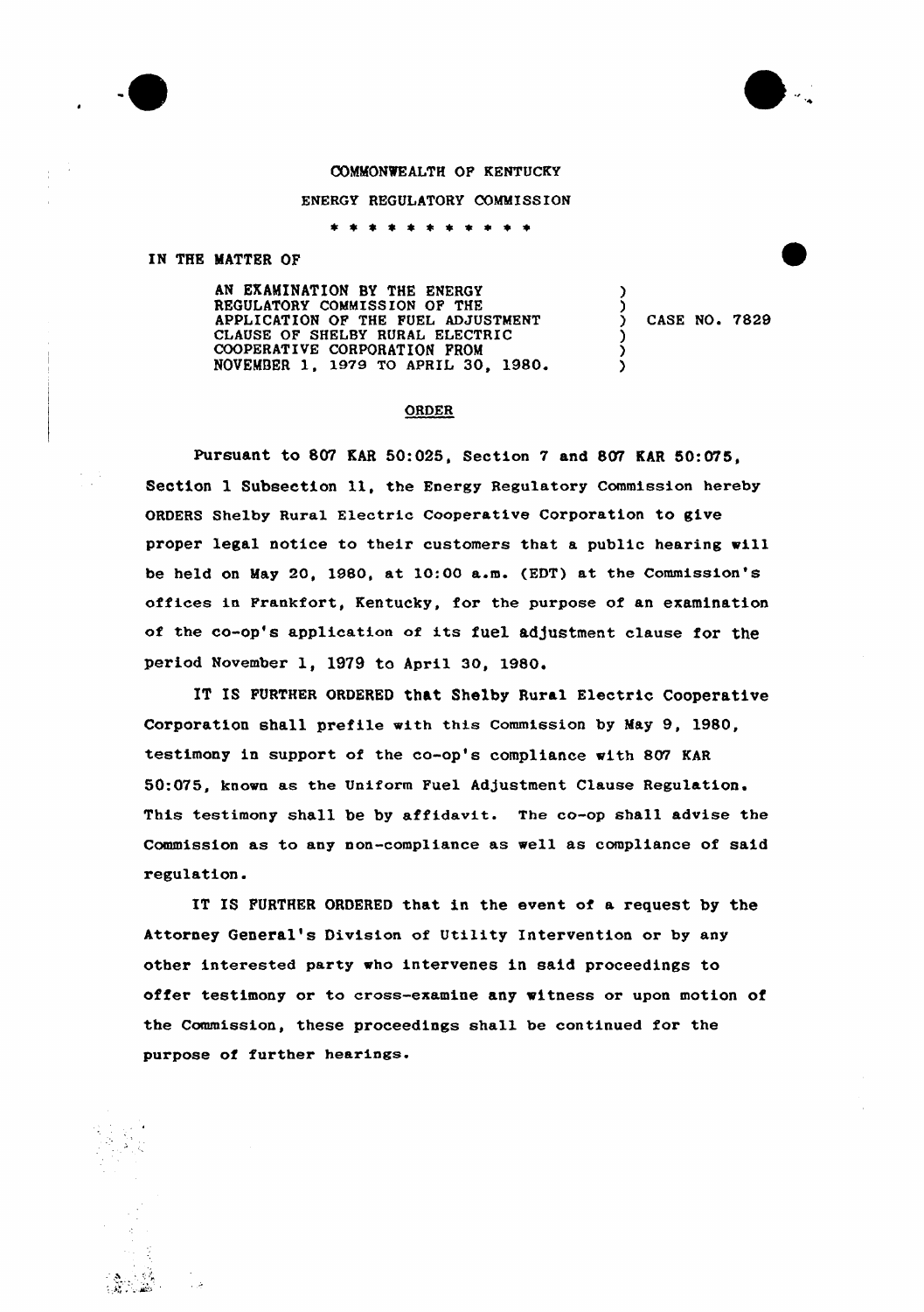COMMONWEALTH OF KENTUCKY

ENERGY REGULATORY COMMISSION

\* \* \* \* \* \* \* \* \* \* \*

IN THE MATTER OF

AN EXAMINATION BY THE ENERGY REGULATORY COMMISSION OF THE APPLICATION OF THE FUEL ADJUSTMENT CLAUSE OF SHELBY RURAL ELECTRIC COOPERATIVE CORPORATION FROM NOVEMBER 1, 1979 TO APRIL 30, 1980. ) CASE NO. 7829

## ORDER

Pursuant to 807 KAR 50:025, Section 7 and 807 KAR 50:075, Section 1 Subsection 11, the Energy Regulatory Commission hereby ORDERS Shelby Rural Electric Cooperative Corporation to give proper legal notice to their customers that a public hearing will be held on May 20, 1980, at 10:00 a.m. (EDT) at the Commission's offices in Frankfort, Kentucky, for the purpose of an examination of the co-op's application of its fuel adjustment clause for the period November 1, 1979 to April 30, 1980.

IT IS FURTHER ORDERED that Shelby Rural Electric Cooperative Corporation shall prefile with this Commission by May 9, 1980, testimony in support of the co-op's compliance with 807 KAR 50:075, known as the Uniform Fuel Adjustment Clause Regulation. This testimony shall be by affidavit. The co-op shall advise the Commission as to any non-compliance as well as compliance of said regulation.

IT IS FURTHER ORDERED that in the event of a request by the Attorney General's Division of Utility Intervention or by any other interested party who intervenes in said proceedings to offer testimony or to cross-examine any witness or upon motion of the Commission, these proceedings shall be continued for the purpose of further hearings.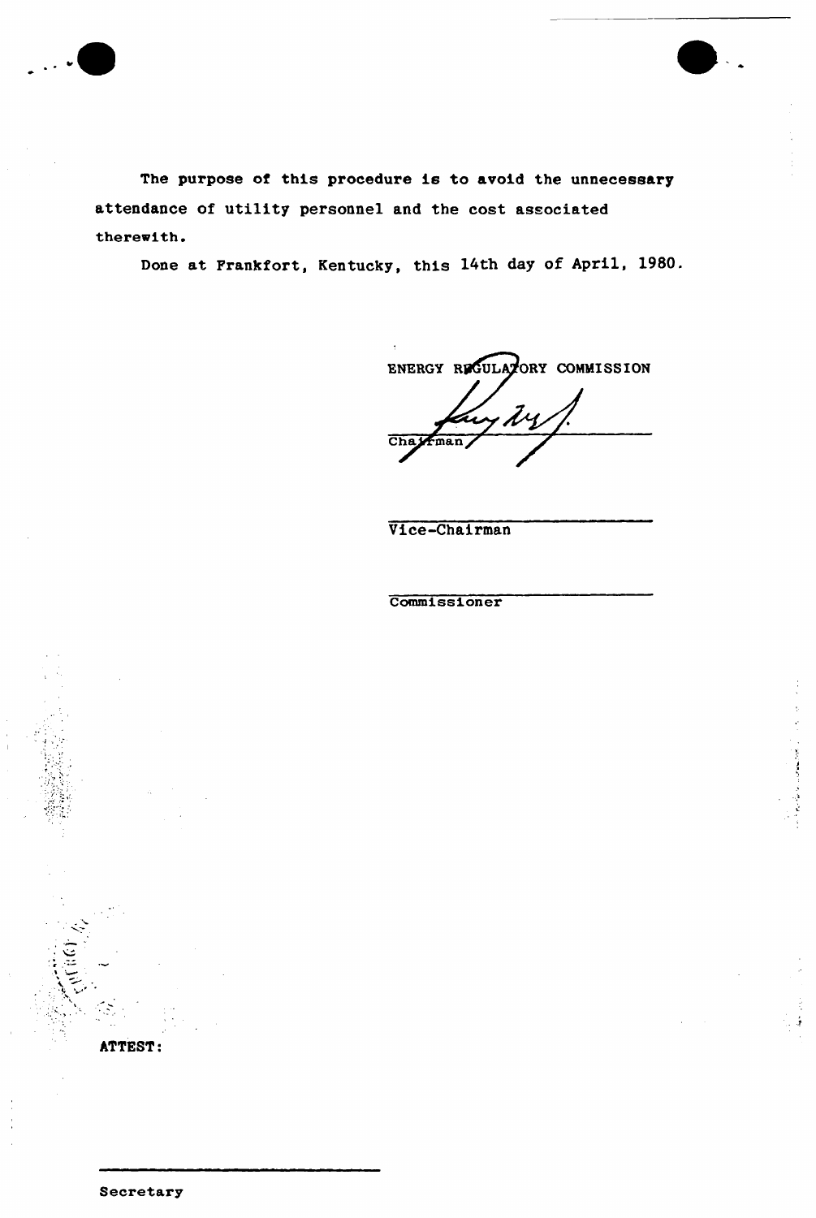The purpose of this procedure is to avoid the unnecessary attendance of utility personnel and the cost associated therewith.

Done at Frankfort, Kentucky, this 14th day of April, 1980.

ENERGY REGULATORY COMMISSION

Chairman

Vice-Chairman

Commissioner

ATTEST:

Secretary